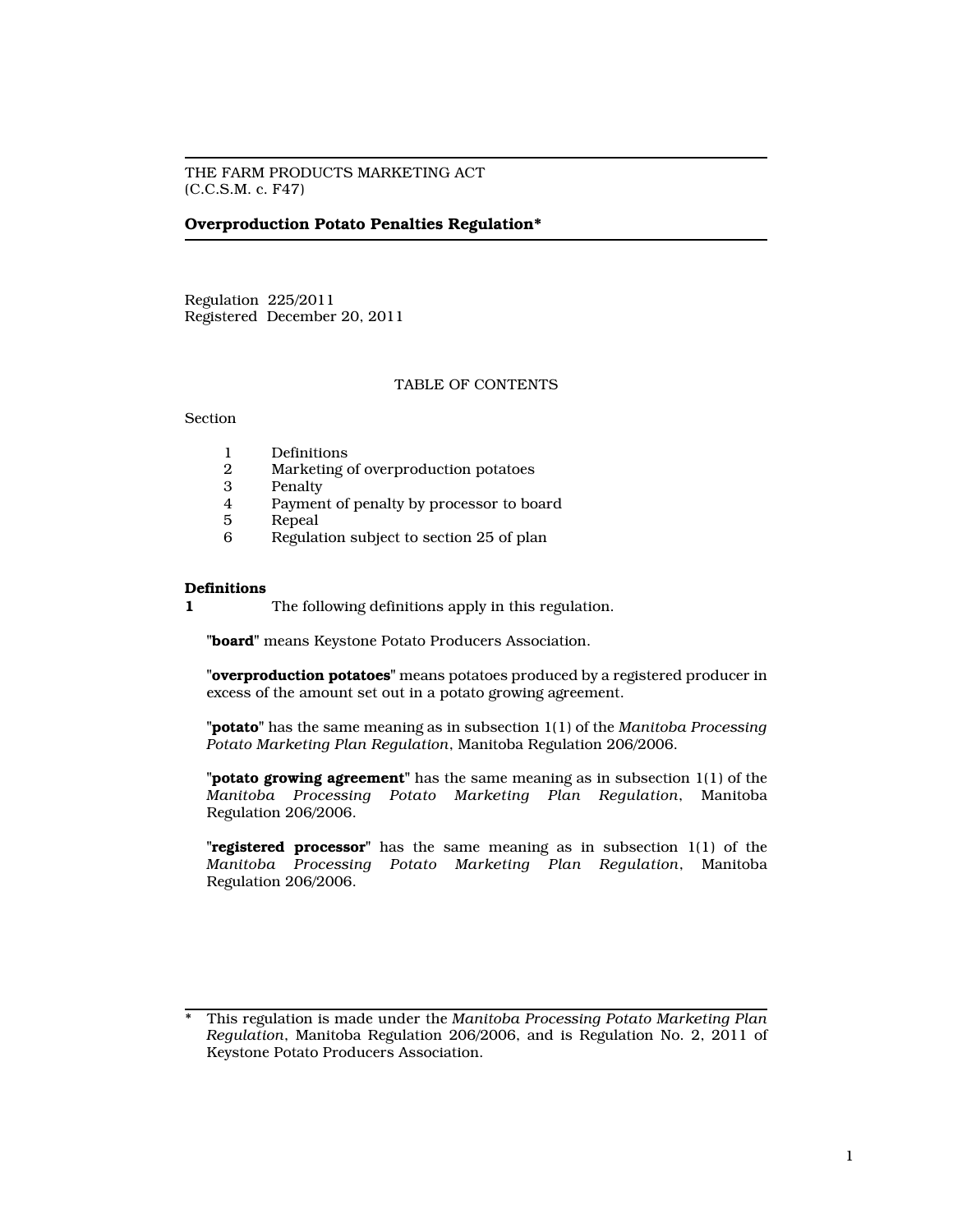THE FARM PRODUCTS MARKETING ACT
(C.C.S.M. c. F47)

# Overproduction Potato Penalties Regulation*

Regulation 225/2011
Registered December 20, 2011

TABLE OF CONTENTS

Section

| | |
|---|---|
| 1 | Definitions |
| 2 | Marketing of overproduction potatoes |
| 3 | Penalty |
| 4 | Payment of penalty by processor to board |
| 5 | Repeal |
| 6 | Regulation subject to section 25 of plan |

**Definitions**

**1** The following definitions apply in this regulation.

"**board**" means Keystone Potato Producers Association.

"**overproduction potatoes**" means potatoes produced by a registered producer in excess of the amount set out in a potato growing agreement.

"**potato**" has the same meaning as in subsection 1(1) of the *Manitoba Processing Potato Marketing Plan Regulation*, Manitoba Regulation 206/2006.

"**potato growing agreement**" has the same meaning as in subsection 1(1) of the *Manitoba Processing Potato Marketing Plan Regulation*, Manitoba Regulation 206/2006.

"**registered processor**" has the same meaning as in subsection 1(1) of the *Manitoba Processing Potato Marketing Plan Regulation*, Manitoba Regulation 206/2006.

\* This regulation is made under the *Manitoba Processing Potato Marketing Plan Regulation*, Manitoba Regulation 206/2006, and is Regulation No. 2, 2011 of Keystone Potato Producers Association.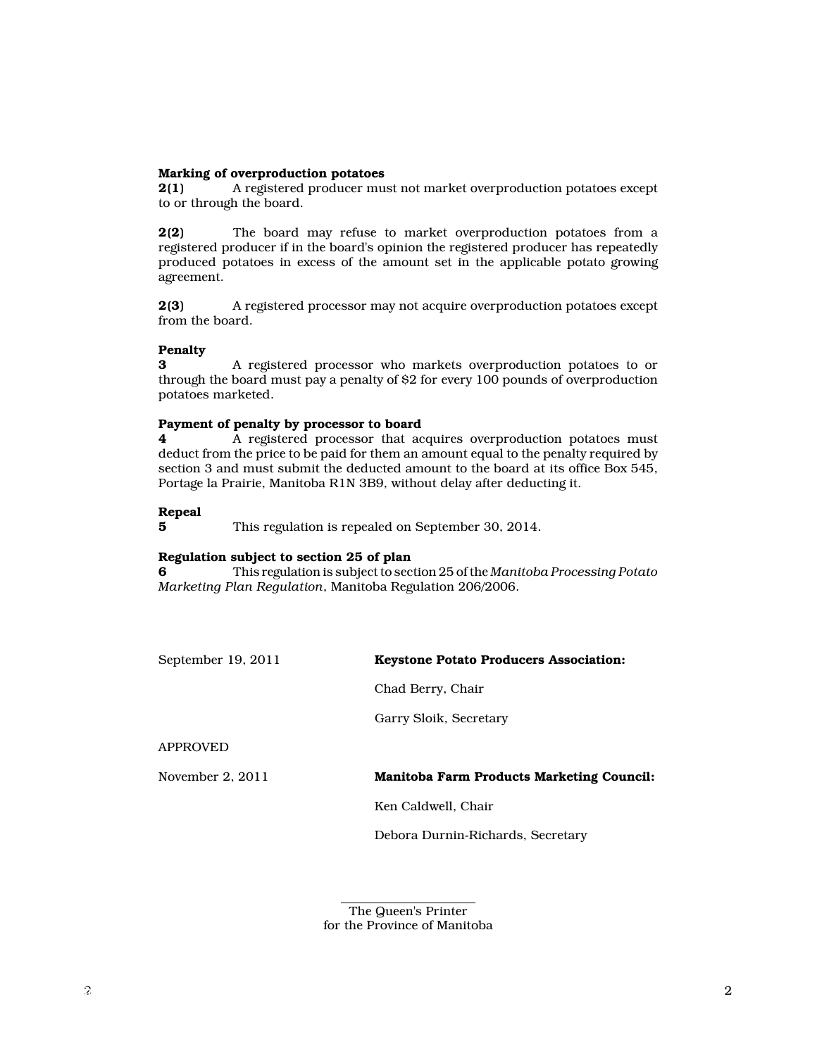**Marking of overproduction potatoes**

**2(1)** A registered producer must not market overproduction potatoes except to or through the board.

**2(2)** The board may refuse to market overproduction potatoes from a registered producer if in the board's opinion the registered producer has repeatedly produced potatoes in excess of the amount set in the applicable potato growing agreement.

**2(3)** A registered processor may not acquire overproduction potatoes except from the board.

**Penalty**

**3** A registered processor who markets overproduction potatoes to or through the board must pay a penalty of $2 for every 100 pounds of overproduction potatoes marketed.

**Payment of penalty by processor to board**

**4** A registered processor that acquires overproduction potatoes must deduct from the price to be paid for them an amount equal to the penalty required by section 3 and must submit the deducted amount to the board at its office Box 545, Portage la Prairie, Manitoba R1N 3B9, without delay after deducting it.

**Repeal**

**5** This regulation is repealed on September 30, 2014.

**Regulation subject to section 25 of plan**

**6** This regulation is subject to section 25 of the *Manitoba Processing Potato Marketing Plan Regulation*, Manitoba Regulation 206/2006.

September 19, 2011 **Keystone Potato Producers Association:**

Chad Berry, Chair

Garry Sloik, Secretary

APPROVED

November 2, 2011 **Manitoba Farm Products Marketing Council:**

Ken Caldwell, Chair

Debora Durnin-Richards, Secretary

The Queen's Printer
for the Province of Manitoba